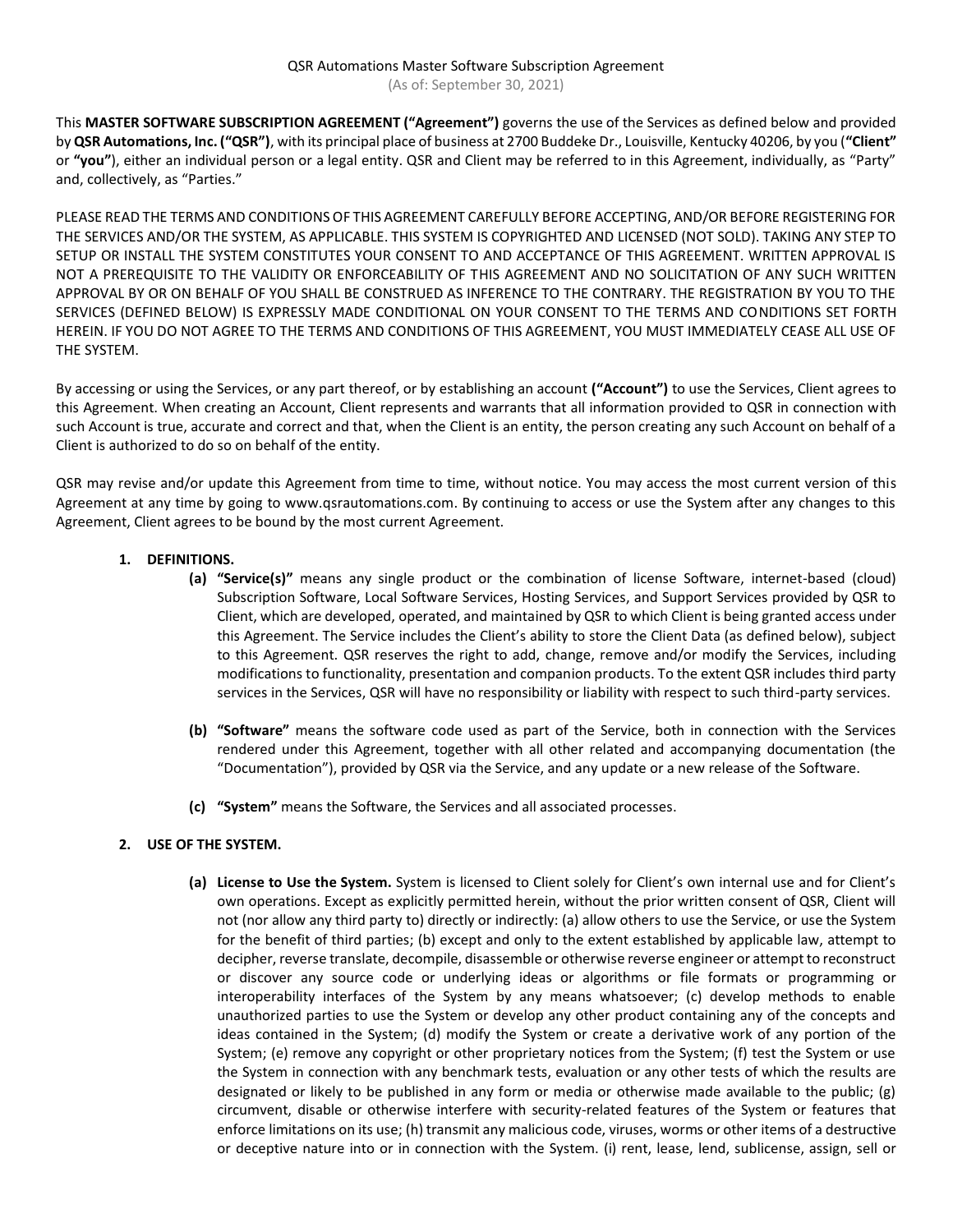QSR Automations Master Software Subscription Agreement

(As of: September 30, 2021)

This **MASTER SOFTWARE SUBSCRIPTION AGREEMENT ("Agreement")** governs the use of the Services as defined below and provided by **QSR Automations, Inc. ("QSR")**, with its principal place of business at 2700 Buddeke Dr., Louisville, Kentucky 40206, by you (**"Client"** or **"you"**), either an individual person or a legal entity. QSR and Client may be referred to in this Agreement, individually, as "Party" and, collectively, as "Parties."

PLEASE READ THE TERMS AND CONDITIONS OF THIS AGREEMENT CAREFULLY BEFORE ACCEPTING, AND/OR BEFORE REGISTERING FOR THE SERVICES AND/OR THE SYSTEM, AS APPLICABLE. THIS SYSTEM IS COPYRIGHTED AND LICENSED (NOT SOLD). TAKING ANY STEP TO SETUP OR INSTALL THE SYSTEM CONSTITUTES YOUR CONSENT TO AND ACCEPTANCE OF THIS AGREEMENT. WRITTEN APPROVAL IS NOT A PREREQUISITE TO THE VALIDITY OR ENFORCEABILITY OF THIS AGREEMENT AND NO SOLICITATION OF ANY SUCH WRITTEN APPROVAL BY OR ON BEHALF OF YOU SHALL BE CONSTRUED AS INFERENCE TO THE CONTRARY. THE REGISTRATION BY YOU TO THE SERVICES (DEFINED BELOW) IS EXPRESSLY MADE CONDITIONAL ON YOUR CONSENT TO THE TERMS AND CONDITIONS SET FORTH HEREIN. IF YOU DO NOT AGREE TO THE TERMS AND CONDITIONS OF THIS AGREEMENT, YOU MUST IMMEDIATELY CEASE ALL USE OF THE SYSTEM.

By accessing or using the Services, or any part thereof, or by establishing an account **("Account")** to use the Services, Client agrees to this Agreement. When creating an Account, Client represents and warrants that all information provided to QSR in connection with such Account is true, accurate and correct and that, when the Client is an entity, the person creating any such Account on behalf of a Client is authorized to do so on behalf of the entity.

QSR may revise and/or update this Agreement from time to time, without notice. You may access the most current version of this Agreement at any time by going to www.qsrautomations.com. By continuing to access or use the System after any changes to this Agreement, Client agrees to be bound by the most current Agreement.

1. **DEFINITIONS.**

   **(a) "Service(s)"** means any single product or the combination of license Software, internet-based (cloud) Subscription Software, Local Software Services, Hosting Services, and Support Services provided by QSR to Client, which are developed, operated, and maintained by QSR to which Client is being granted access under this Agreement. The Service includes the Client's ability to store the Client Data (as defined below), subject to this Agreement. QSR reserves the right to add, change, remove and/or modify the Services, including modifications to functionality, presentation and companion products. To the extent QSR includes third party services in the Services, QSR will have no responsibility or liability with respect to such third-party services.

   **(b) "Software"** means the software code used as part of the Service, both in connection with the Services rendered under this Agreement, together with all other related and accompanying documentation (the "Documentation"), provided by QSR via the Service, and any update or a new release of the Software.

   **(c) "System"** means the Software, the Services and all associated processes.

2. **USE OF THE SYSTEM.**

   **(a) License to Use the System.** System is licensed to Client solely for Client's own internal use and for Client's own operations. Except as explicitly permitted herein, without the prior written consent of QSR, Client will not (nor allow any third party to) directly or indirectly: (a) allow others to use the Service, or use the System for the benefit of third parties; (b) except and only to the extent established by applicable law, attempt to decipher, reverse translate, decompile, disassemble or otherwise reverse engineer or attempt to reconstruct or discover any source code or underlying ideas or algorithms or file formats or programming or interoperability interfaces of the System by any means whatsoever; (c) develop methods to enable unauthorized parties to use the System or develop any other product containing any of the concepts and ideas contained in the System; (d) modify the System or create a derivative work of any portion of the System; (e) remove any copyright or other proprietary notices from the System; (f) test the System or use the System in connection with any benchmark tests, evaluation or any other tests of which the results are designated or likely to be published in any form or media or otherwise made available to the public; (g) circumvent, disable or otherwise interfere with security-related features of the System or features that enforce limitations on its use; (h) transmit any malicious code, viruses, worms or other items of a destructive or deceptive nature into or in connection with the System. (i) rent, lease, lend, sublicense, assign, sell or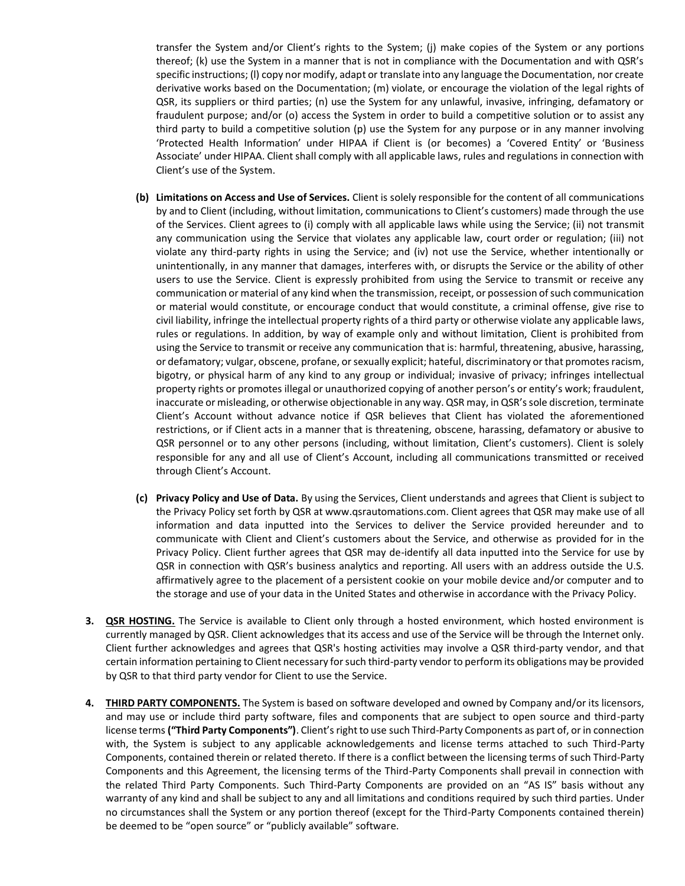transfer the System and/or Client's rights to the System; (j) make copies of the System or any portions thereof; (k) use the System in a manner that is not in compliance with the Documentation and with QSR's specific instructions; (l) copy nor modify, adapt or translate into any language the Documentation, nor create derivative works based on the Documentation; (m) violate, or encourage the violation of the legal rights of QSR, its suppliers or third parties; (n) use the System for any unlawful, invasive, infringing, defamatory or fraudulent purpose; and/or (o) access the System in order to build a competitive solution or to assist any third party to build a competitive solution (p) use the System for any purpose or in any manner involving 'Protected Health Information' under HIPAA if Client is (or becomes) a 'Covered Entity' or 'Business Associate' under HIPAA. Client shall comply with all applicable laws, rules and regulations in connection with Client's use of the System.

**(b) Limitations on Access and Use of Services.** Client is solely responsible for the content of all communications by and to Client (including, without limitation, communications to Client's customers) made through the use of the Services. Client agrees to (i) comply with all applicable laws while using the Service; (ii) not transmit any communication using the Service that violates any applicable law, court order or regulation; (iii) not violate any third-party rights in using the Service; and (iv) not use the Service, whether intentionally or unintentionally, in any manner that damages, interferes with, or disrupts the Service or the ability of other users to use the Service. Client is expressly prohibited from using the Service to transmit or receive any communication or material of any kind when the transmission, receipt, or possession of such communication or material would constitute, or encourage conduct that would constitute, a criminal offense, give rise to civil liability, infringe the intellectual property rights of a third party or otherwise violate any applicable laws, rules or regulations. In addition, by way of example only and without limitation, Client is prohibited from using the Service to transmit or receive any communication that is: harmful, threatening, abusive, harassing, or defamatory; vulgar, obscene, profane, or sexually explicit; hateful, discriminatory or that promotes racism, bigotry, or physical harm of any kind to any group or individual; invasive of privacy; infringes intellectual property rights or promotes illegal or unauthorized copying of another person's or entity's work; fraudulent, inaccurate or misleading, or otherwise objectionable in any way. QSR may, in QSR's sole discretion, terminate Client's Account without advance notice if QSR believes that Client has violated the aforementioned restrictions, or if Client acts in a manner that is threatening, obscene, harassing, defamatory or abusive to QSR personnel or to any other persons (including, without limitation, Client's customers). Client is solely responsible for any and all use of Client's Account, including all communications transmitted or received through Client's Account.

**(c) Privacy Policy and Use of Data.** By using the Services, Client understands and agrees that Client is subject to the Privacy Policy set forth by QSR at www.qsrautomations.com. Client agrees that QSR may make use of all information and data inputted into the Services to deliver the Service provided hereunder and to communicate with Client and Client's customers about the Service, and otherwise as provided for in the Privacy Policy. Client further agrees that QSR may de-identify all data inputted into the Service for use by QSR in connection with QSR's business analytics and reporting. All users with an address outside the U.S. affirmatively agree to the placement of a persistent cookie on your mobile device and/or computer and to the storage and use of your data in the United States and otherwise in accordance with the Privacy Policy.

**3. QSR HOSTING.** The Service is available to Client only through a hosted environment, which hosted environment is currently managed by QSR. Client acknowledges that its access and use of the Service will be through the Internet only. Client further acknowledges and agrees that QSR's hosting activities may involve a QSR third-party vendor, and that certain information pertaining to Client necessary for such third-party vendor to perform its obligations may be provided by QSR to that third party vendor for Client to use the Service.

**4. THIRD PARTY COMPONENTS.** The System is based on software developed and owned by Company and/or its licensors, and may use or include third party software, files and components that are subject to open source and third-party license terms **("Third Party Components")**. Client's right to use such Third-Party Components as part of, or in connection with, the System is subject to any applicable acknowledgements and license terms attached to such Third-Party Components, contained therein or related thereto. If there is a conflict between the licensing terms of such Third-Party Components and this Agreement, the licensing terms of the Third-Party Components shall prevail in connection with the related Third Party Components. Such Third-Party Components are provided on an "AS IS" basis without any warranty of any kind and shall be subject to any and all limitations and conditions required by such third parties. Under no circumstances shall the System or any portion thereof (except for the Third-Party Components contained therein) be deemed to be "open source" or "publicly available" software.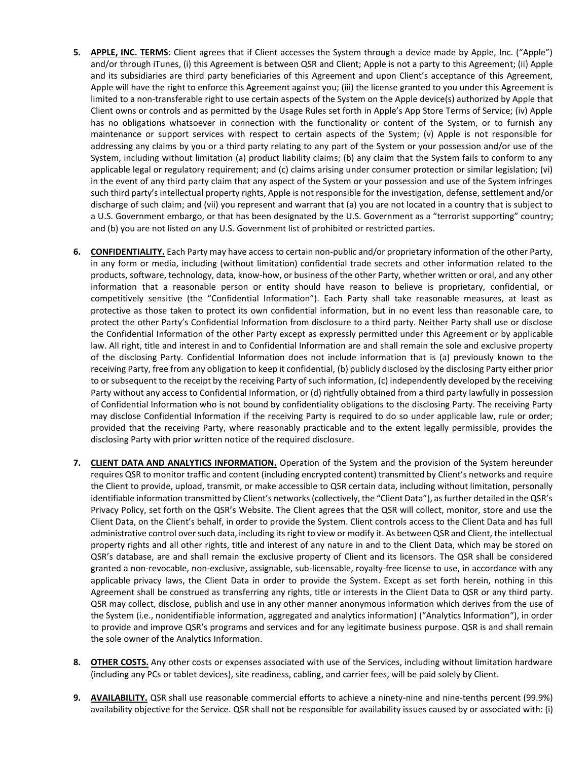5. **APPLE, INC. TERMS:** Client agrees that if Client accesses the System through a device made by Apple, Inc. ("Apple") and/or through iTunes, (i) this Agreement is between QSR and Client; Apple is not a party to this Agreement; (ii) Apple and its subsidiaries are third party beneficiaries of this Agreement and upon Client's acceptance of this Agreement, Apple will have the right to enforce this Agreement against you; (iii) the license granted to you under this Agreement is limited to a non-transferable right to use certain aspects of the System on the Apple device(s) authorized by Apple that Client owns or controls and as permitted by the Usage Rules set forth in Apple's App Store Terms of Service; (iv) Apple has no obligations whatsoever in connection with the functionality or content of the System, or to furnish any maintenance or support services with respect to certain aspects of the System; (v) Apple is not responsible for addressing any claims by you or a third party relating to any part of the System or your possession and/or use of the System, including without limitation (a) product liability claims; (b) any claim that the System fails to conform to any applicable legal or regulatory requirement; and (c) claims arising under consumer protection or similar legislation; (vi) in the event of any third party claim that any aspect of the System or your possession and use of the System infringes such third party's intellectual property rights, Apple is not responsible for the investigation, defense, settlement and/or discharge of such claim; and (vii) you represent and warrant that (a) you are not located in a country that is subject to a U.S. Government embargo, or that has been designated by the U.S. Government as a "terrorist supporting" country; and (b) you are not listed on any U.S. Government list of prohibited or restricted parties.

6. **CONFIDENTIALITY.** Each Party may have access to certain non-public and/or proprietary information of the other Party, in any form or media, including (without limitation) confidential trade secrets and other information related to the products, software, technology, data, know-how, or business of the other Party, whether written or oral, and any other information that a reasonable person or entity should have reason to believe is proprietary, confidential, or competitively sensitive (the "Confidential Information"). Each Party shall take reasonable measures, at least as protective as those taken to protect its own confidential information, but in no event less than reasonable care, to protect the other Party's Confidential Information from disclosure to a third party. Neither Party shall use or disclose the Confidential Information of the other Party except as expressly permitted under this Agreement or by applicable law. All right, title and interest in and to Confidential Information are and shall remain the sole and exclusive property of the disclosing Party. Confidential Information does not include information that is (a) previously known to the receiving Party, free from any obligation to keep it confidential, (b) publicly disclosed by the disclosing Party either prior to or subsequent to the receipt by the receiving Party of such information, (c) independently developed by the receiving Party without any access to Confidential Information, or (d) rightfully obtained from a third party lawfully in possession of Confidential Information who is not bound by confidentiality obligations to the disclosing Party. The receiving Party may disclose Confidential Information if the receiving Party is required to do so under applicable law, rule or order; provided that the receiving Party, where reasonably practicable and to the extent legally permissible, provides the disclosing Party with prior written notice of the required disclosure.

7. **CLIENT DATA AND ANALYTICS INFORMATION.** Operation of the System and the provision of the System hereunder requires QSR to monitor traffic and content (including encrypted content) transmitted by Client's networks and require the Client to provide, upload, transmit, or make accessible to QSR certain data, including without limitation, personally identifiable information transmitted by Client's networks (collectively, the "Client Data"), as further detailed in the QSR's Privacy Policy, set forth on the QSR's Website. The Client agrees that the QSR will collect, monitor, store and use the Client Data, on the Client's behalf, in order to provide the System. Client controls access to the Client Data and has full administrative control over such data, including its right to view or modify it. As between QSR and Client, the intellectual property rights and all other rights, title and interest of any nature in and to the Client Data, which may be stored on QSR's database, are and shall remain the exclusive property of Client and its licensors. The QSR shall be considered granted a non-revocable, non-exclusive, assignable, sub-licensable, royalty-free license to use, in accordance with any applicable privacy laws, the Client Data in order to provide the System. Except as set forth herein, nothing in this Agreement shall be construed as transferring any rights, title or interests in the Client Data to QSR or any third party. QSR may collect, disclose, publish and use in any other manner anonymous information which derives from the use of the System (i.e., nonidentifiable information, aggregated and analytics information) ("Analytics Information"), in order to provide and improve QSR's programs and services and for any legitimate business purpose. QSR is and shall remain the sole owner of the Analytics Information.

8. **OTHER COSTS.** Any other costs or expenses associated with use of the Services, including without limitation hardware (including any PCs or tablet devices), site readiness, cabling, and carrier fees, will be paid solely by Client.

9. **AVAILABILITY.** QSR shall use reasonable commercial efforts to achieve a ninety-nine and nine-tenths percent (99.9%) availability objective for the Service. QSR shall not be responsible for availability issues caused by or associated with: (i)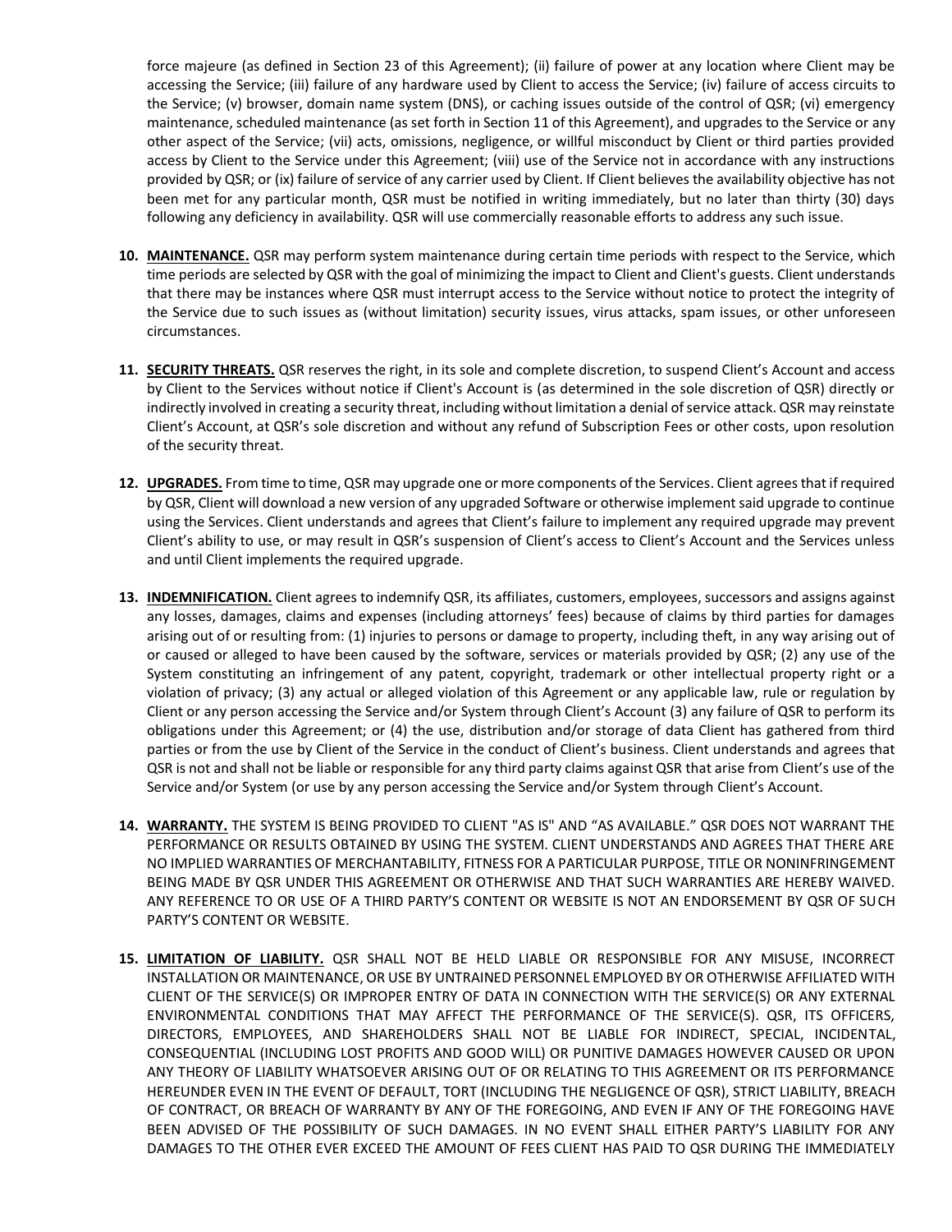force majeure (as defined in Section 23 of this Agreement); (ii) failure of power at any location where Client may be accessing the Service; (iii) failure of any hardware used by Client to access the Service; (iv) failure of access circuits to the Service; (v) browser, domain name system (DNS), or caching issues outside of the control of QSR; (vi) emergency maintenance, scheduled maintenance (as set forth in Section 11 of this Agreement), and upgrades to the Service or any other aspect of the Service; (vii) acts, omissions, negligence, or willful misconduct by Client or third parties provided access by Client to the Service under this Agreement; (viii) use of the Service not in accordance with any instructions provided by QSR; or (ix) failure of service of any carrier used by Client. If Client believes the availability objective has not been met for any particular month, QSR must be notified in writing immediately, but no later than thirty (30) days following any deficiency in availability. QSR will use commercially reasonable efforts to address any such issue.

10. **MAINTENANCE.** QSR may perform system maintenance during certain time periods with respect to the Service, which time periods are selected by QSR with the goal of minimizing the impact to Client and Client's guests. Client understands that there may be instances where QSR must interrupt access to the Service without notice to protect the integrity of the Service due to such issues as (without limitation) security issues, virus attacks, spam issues, or other unforeseen circumstances.

11. **SECURITY THREATS.** QSR reserves the right, in its sole and complete discretion, to suspend Client's Account and access by Client to the Services without notice if Client's Account is (as determined in the sole discretion of QSR) directly or indirectly involved in creating a security threat, including without limitation a denial of service attack. QSR may reinstate Client's Account, at QSR's sole discretion and without any refund of Subscription Fees or other costs, upon resolution of the security threat.

12. **UPGRADES.** From time to time, QSR may upgrade one or more components of the Services. Client agrees that if required by QSR, Client will download a new version of any upgraded Software or otherwise implement said upgrade to continue using the Services. Client understands and agrees that Client's failure to implement any required upgrade may prevent Client's ability to use, or may result in QSR's suspension of Client's access to Client's Account and the Services unless and until Client implements the required upgrade.

13. **INDEMNIFICATION.** Client agrees to indemnify QSR, its affiliates, customers, employees, successors and assigns against any losses, damages, claims and expenses (including attorneys' fees) because of claims by third parties for damages arising out of or resulting from: (1) injuries to persons or damage to property, including theft, in any way arising out of or caused or alleged to have been caused by the software, services or materials provided by QSR; (2) any use of the System constituting an infringement of any patent, copyright, trademark or other intellectual property right or a violation of privacy; (3) any actual or alleged violation of this Agreement or any applicable law, rule or regulation by Client or any person accessing the Service and/or System through Client's Account (3) any failure of QSR to perform its obligations under this Agreement; or (4) the use, distribution and/or storage of data Client has gathered from third parties or from the use by Client of the Service in the conduct of Client's business. Client understands and agrees that QSR is not and shall not be liable or responsible for any third party claims against QSR that arise from Client's use of the Service and/or System (or use by any person accessing the Service and/or System through Client's Account.

14. **WARRANTY.** THE SYSTEM IS BEING PROVIDED TO CLIENT "AS IS" AND "AS AVAILABLE." QSR DOES NOT WARRANT THE PERFORMANCE OR RESULTS OBTAINED BY USING THE SYSTEM. CLIENT UNDERSTANDS AND AGREES THAT THERE ARE NO IMPLIED WARRANTIES OF MERCHANTABILITY, FITNESS FOR A PARTICULAR PURPOSE, TITLE OR NONINFRINGEMENT BEING MADE BY QSR UNDER THIS AGREEMENT OR OTHERWISE AND THAT SUCH WARRANTIES ARE HEREBY WAIVED. ANY REFERENCE TO OR USE OF A THIRD PARTY'S CONTENT OR WEBSITE IS NOT AN ENDORSEMENT BY QSR OF SUCH PARTY'S CONTENT OR WEBSITE.

15. **LIMITATION OF LIABILITY.** QSR SHALL NOT BE HELD LIABLE OR RESPONSIBLE FOR ANY MISUSE, INCORRECT INSTALLATION OR MAINTENANCE, OR USE BY UNTRAINED PERSONNEL EMPLOYED BY OR OTHERWISE AFFILIATED WITH CLIENT OF THE SERVICE(S) OR IMPROPER ENTRY OF DATA IN CONNECTION WITH THE SERVICE(S) OR ANY EXTERNAL ENVIRONMENTAL CONDITIONS THAT MAY AFFECT THE PERFORMANCE OF THE SERVICE(S). QSR, ITS OFFICERS, DIRECTORS, EMPLOYEES, AND SHAREHOLDERS SHALL NOT BE LIABLE FOR INDIRECT, SPECIAL, INCIDENTAL, CONSEQUENTIAL (INCLUDING LOST PROFITS AND GOOD WILL) OR PUNITIVE DAMAGES HOWEVER CAUSED OR UPON ANY THEORY OF LIABILITY WHATSOEVER ARISING OUT OF OR RELATING TO THIS AGREEMENT OR ITS PERFORMANCE HEREUNDER EVEN IN THE EVENT OF DEFAULT, TORT (INCLUDING THE NEGLIGENCE OF QSR), STRICT LIABILITY, BREACH OF CONTRACT, OR BREACH OF WARRANTY BY ANY OF THE FOREGOING, AND EVEN IF ANY OF THE FOREGOING HAVE BEEN ADVISED OF THE POSSIBILITY OF SUCH DAMAGES. IN NO EVENT SHALL EITHER PARTY'S LIABILITY FOR ANY DAMAGES TO THE OTHER EVER EXCEED THE AMOUNT OF FEES CLIENT HAS PAID TO QSR DURING THE IMMEDIATELY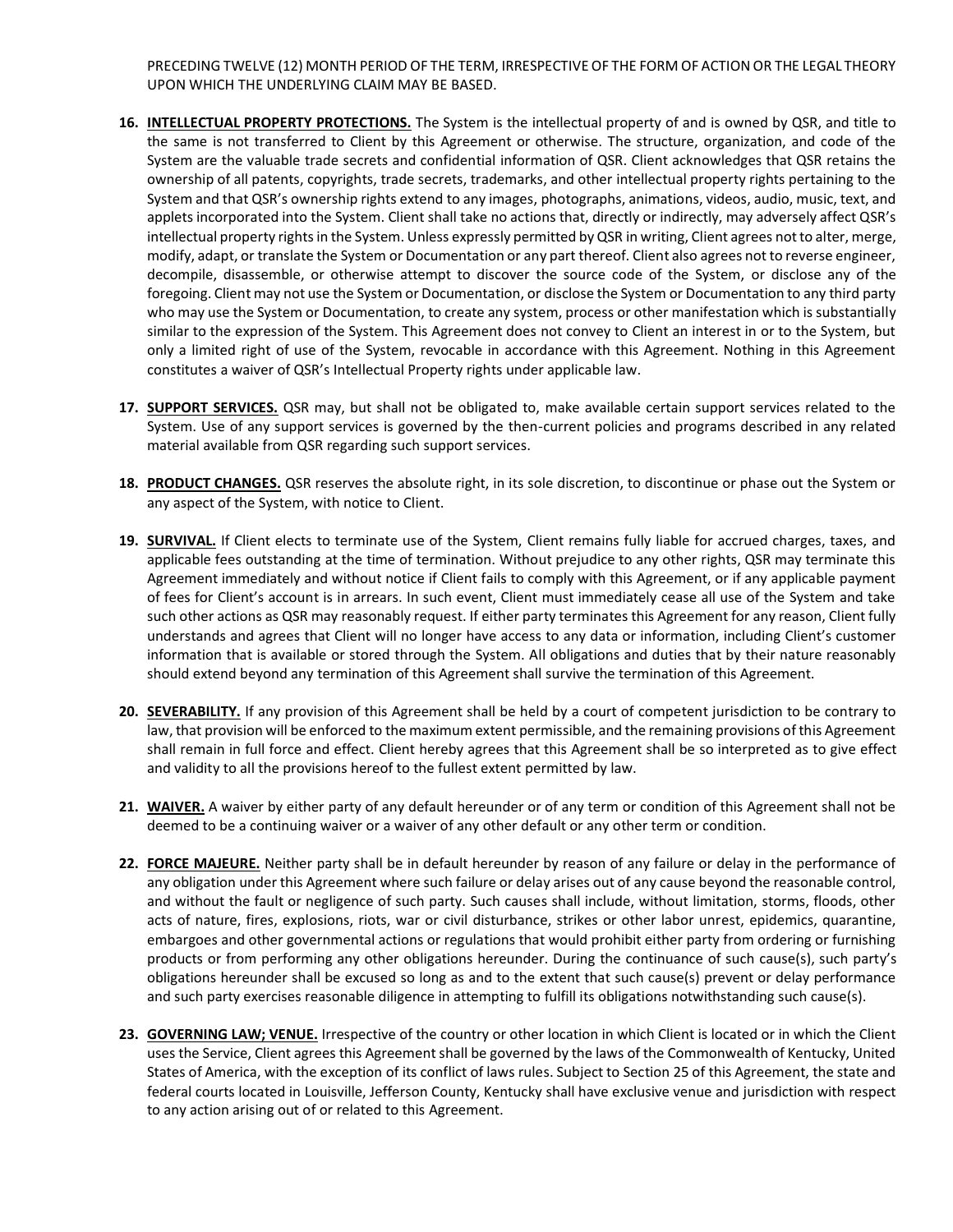PRECEDING TWELVE (12) MONTH PERIOD OF THE TERM, IRRESPECTIVE OF THE FORM OF ACTION OR THE LEGAL THEORY UPON WHICH THE UNDERLYING CLAIM MAY BE BASED.

16. **INTELLECTUAL PROPERTY PROTECTIONS.** The System is the intellectual property of and is owned by QSR, and title to the same is not transferred to Client by this Agreement or otherwise. The structure, organization, and code of the System are the valuable trade secrets and confidential information of QSR. Client acknowledges that QSR retains the ownership of all patents, copyrights, trade secrets, trademarks, and other intellectual property rights pertaining to the System and that QSR's ownership rights extend to any images, photographs, animations, videos, audio, music, text, and applets incorporated into the System. Client shall take no actions that, directly or indirectly, may adversely affect QSR's intellectual property rights in the System. Unless expressly permitted by QSR in writing, Client agrees not to alter, merge, modify, adapt, or translate the System or Documentation or any part thereof. Client also agrees not to reverse engineer, decompile, disassemble, or otherwise attempt to discover the source code of the System, or disclose any of the foregoing. Client may not use the System or Documentation, or disclose the System or Documentation to any third party who may use the System or Documentation, to create any system, process or other manifestation which is substantially similar to the expression of the System. This Agreement does not convey to Client an interest in or to the System, but only a limited right of use of the System, revocable in accordance with this Agreement. Nothing in this Agreement constitutes a waiver of QSR's Intellectual Property rights under applicable law.

17. **SUPPORT SERVICES.** QSR may, but shall not be obligated to, make available certain support services related to the System. Use of any support services is governed by the then-current policies and programs described in any related material available from QSR regarding such support services.

18. **PRODUCT CHANGES.** QSR reserves the absolute right, in its sole discretion, to discontinue or phase out the System or any aspect of the System, with notice to Client.

19. **SURVIVAL.** If Client elects to terminate use of the System, Client remains fully liable for accrued charges, taxes, and applicable fees outstanding at the time of termination. Without prejudice to any other rights, QSR may terminate this Agreement immediately and without notice if Client fails to comply with this Agreement, or if any applicable payment of fees for Client's account is in arrears. In such event, Client must immediately cease all use of the System and take such other actions as QSR may reasonably request. If either party terminates this Agreement for any reason, Client fully understands and agrees that Client will no longer have access to any data or information, including Client's customer information that is available or stored through the System. All obligations and duties that by their nature reasonably should extend beyond any termination of this Agreement shall survive the termination of this Agreement.

20. **SEVERABILITY.** If any provision of this Agreement shall be held by a court of competent jurisdiction to be contrary to law, that provision will be enforced to the maximum extent permissible, and the remaining provisions of this Agreement shall remain in full force and effect. Client hereby agrees that this Agreement shall be so interpreted as to give effect and validity to all the provisions hereof to the fullest extent permitted by law.

21. **WAIVER.** A waiver by either party of any default hereunder or of any term or condition of this Agreement shall not be deemed to be a continuing waiver or a waiver of any other default or any other term or condition.

22. **FORCE MAJEURE.** Neither party shall be in default hereunder by reason of any failure or delay in the performance of any obligation under this Agreement where such failure or delay arises out of any cause beyond the reasonable control, and without the fault or negligence of such party. Such causes shall include, without limitation, storms, floods, other acts of nature, fires, explosions, riots, war or civil disturbance, strikes or other labor unrest, epidemics, quarantine, embargoes and other governmental actions or regulations that would prohibit either party from ordering or furnishing products or from performing any other obligations hereunder. During the continuance of such cause(s), such party's obligations hereunder shall be excused so long as and to the extent that such cause(s) prevent or delay performance and such party exercises reasonable diligence in attempting to fulfill its obligations notwithstanding such cause(s).

23. **GOVERNING LAW; VENUE.** Irrespective of the country or other location in which Client is located or in which the Client uses the Service, Client agrees this Agreement shall be governed by the laws of the Commonwealth of Kentucky, United States of America, with the exception of its conflict of laws rules. Subject to Section 25 of this Agreement, the state and federal courts located in Louisville, Jefferson County, Kentucky shall have exclusive venue and jurisdiction with respect to any action arising out of or related to this Agreement.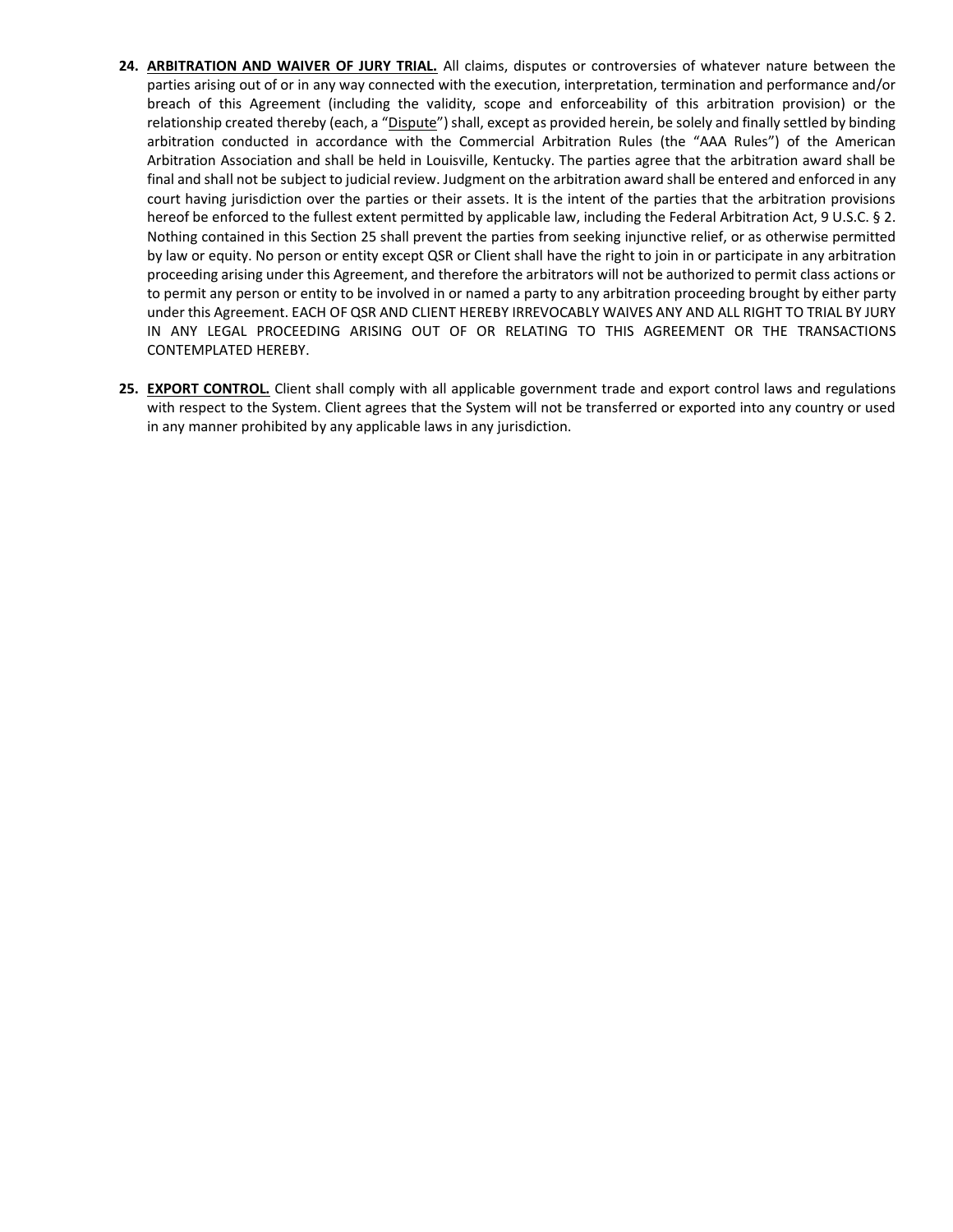24. **<u>ARBITRATION AND WAIVER OF JURY TRIAL.</u>** All claims, disputes or controversies of whatever nature between the parties arising out of or in any way connected with the execution, interpretation, termination and performance and/or breach of this Agreement (including the validity, scope and enforceability of this arbitration provision) or the relationship created thereby (each, a "<u>Dispute</u>") shall, except as provided herein, be solely and finally settled by binding arbitration conducted in accordance with the Commercial Arbitration Rules (the "AAA Rules") of the American Arbitration Association and shall be held in Louisville, Kentucky. The parties agree that the arbitration award shall be final and shall not be subject to judicial review. Judgment on the arbitration award shall be entered and enforced in any court having jurisdiction over the parties or their assets. It is the intent of the parties that the arbitration provisions hereof be enforced to the fullest extent permitted by applicable law, including the Federal Arbitration Act, 9 U.S.C. § 2. Nothing contained in this Section 25 shall prevent the parties from seeking injunctive relief, or as otherwise permitted by law or equity. No person or entity except QSR or Client shall have the right to join in or participate in any arbitration proceeding arising under this Agreement, and therefore the arbitrators will not be authorized to permit class actions or to permit any person or entity to be involved in or named a party to any arbitration proceeding brought by either party under this Agreement. EACH OF QSR AND CLIENT HEREBY IRREVOCABLY WAIVES ANY AND ALL RIGHT TO TRIAL BY JURY IN ANY LEGAL PROCEEDING ARISING OUT OF OR RELATING TO THIS AGREEMENT OR THE TRANSACTIONS CONTEMPLATED HEREBY.

25. **<u>EXPORT CONTROL.</u>** Client shall comply with all applicable government trade and export control laws and regulations with respect to the System. Client agrees that the System will not be transferred or exported into any country or used in any manner prohibited by any applicable laws in any jurisdiction.